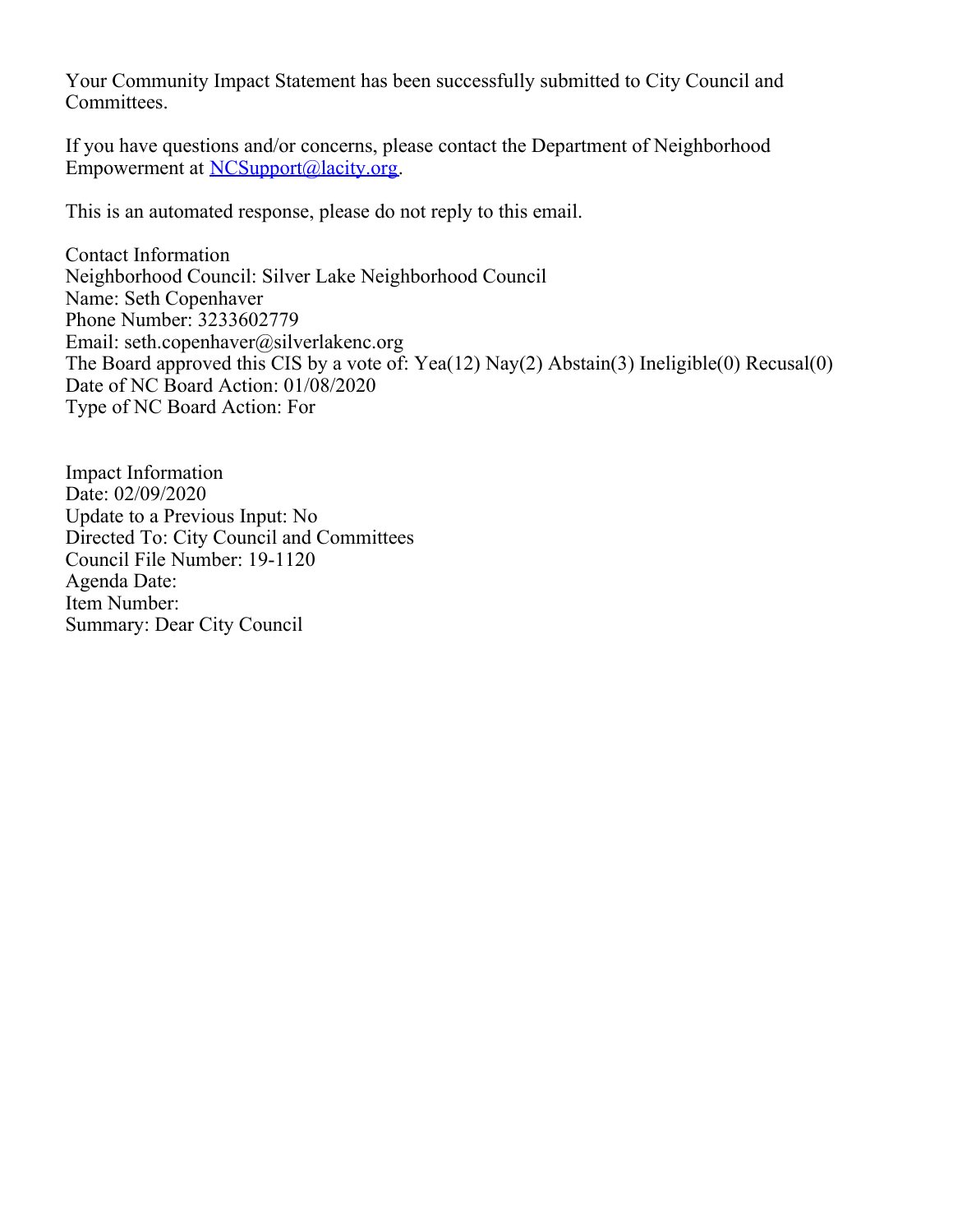Your Community Impact Statement has been successfully submitted to City Council and Committees.

If you have questions and/or concerns, please contact the Department of Neighborhood Empowerment at NCSupport@lacity.org.

This is an automated response, please do not reply to this email.

Contact Information
Neighborhood Council: Silver Lake Neighborhood Council
Name: Seth Copenhaver
Phone Number: 3233602779
Email: seth.copenhaver@silverlakenc.org
The Board approved this CIS by a vote of: Yea(12) Nay(2) Abstain(3) Ineligible(0) Recusal(0)
Date of NC Board Action: 01/08/2020
Type of NC Board Action: For

Impact Information
Date: 02/09/2020
Update to a Previous Input: No
Directed To: City Council and Committees
Council File Number: 19-1120
Agenda Date:
Item Number:
Summary: Dear City Council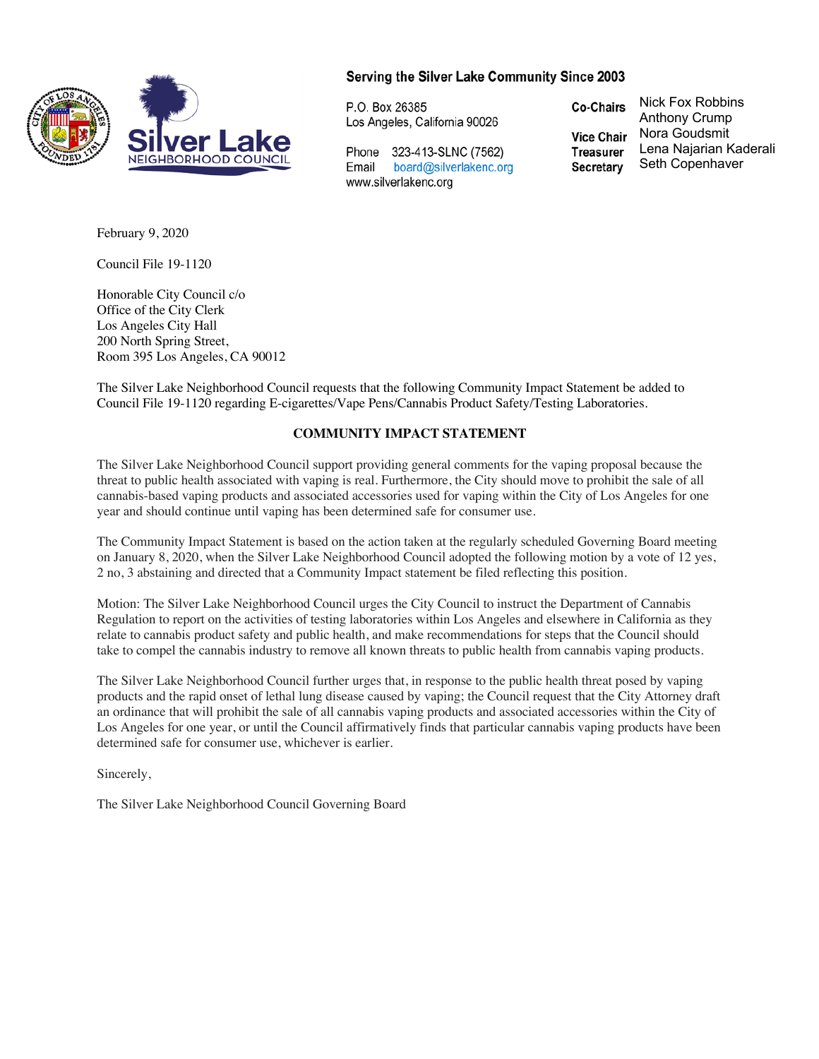**Serving the Silver Lake Community Since 2003**

Silver Lake NEIGHBORHOOD COUNCIL

P.O. Box 26385
Los Angeles, California 90026

Phone 323-413-SLNC (7562)
Email board@silverlakenc.org
www.silverlakenc.org

| | |
|---|---|
| **Co-Chairs** | Nick Fox Robbins |
| | Anthony Crump |
| **Vice Chair** | Nora Goudsmit |
| **Treasurer** | Lena Najarian Kaderali |
| **Secretary** | Seth Copenhaver |

February 9, 2020

Council File 19-1120

Honorable City Council c/o
Office of the City Clerk
Los Angeles City Hall
200 North Spring Street,
Room 395 Los Angeles, CA 90012

The Silver Lake Neighborhood Council requests that the following Community Impact Statement be added to Council File 19-1120 regarding E-cigarettes/Vape Pens/Cannabis Product Safety/Testing Laboratories.

**COMMUNITY IMPACT STATEMENT**

The Silver Lake Neighborhood Council support providing general comments for the vaping proposal because the threat to public health associated with vaping is real. Furthermore, the City should move to prohibit the sale of all cannabis-based vaping products and associated accessories used for vaping within the City of Los Angeles for one year and should continue until vaping has been determined safe for consumer use.

The Community Impact Statement is based on the action taken at the regularly scheduled Governing Board meeting on January 8, 2020, when the Silver Lake Neighborhood Council adopted the following motion by a vote of 12 yes, 2 no, 3 abstaining and directed that a Community Impact statement be filed reflecting this position.

Motion: The Silver Lake Neighborhood Council urges the City Council to instruct the Department of Cannabis Regulation to report on the activities of testing laboratories within Los Angeles and elsewhere in California as they relate to cannabis product safety and public health, and make recommendations for steps that the Council should take to compel the cannabis industry to remove all known threats to public health from cannabis vaping products.

The Silver Lake Neighborhood Council further urges that, in response to the public health threat posed by vaping products and the rapid onset of lethal lung disease caused by vaping; the Council request that the City Attorney draft an ordinance that will prohibit the sale of all cannabis vaping products and associated accessories within the City of Los Angeles for one year, or until the Council affirmatively finds that particular cannabis vaping products have been determined safe for consumer use, whichever is earlier.

Sincerely,

The Silver Lake Neighborhood Council Governing Board